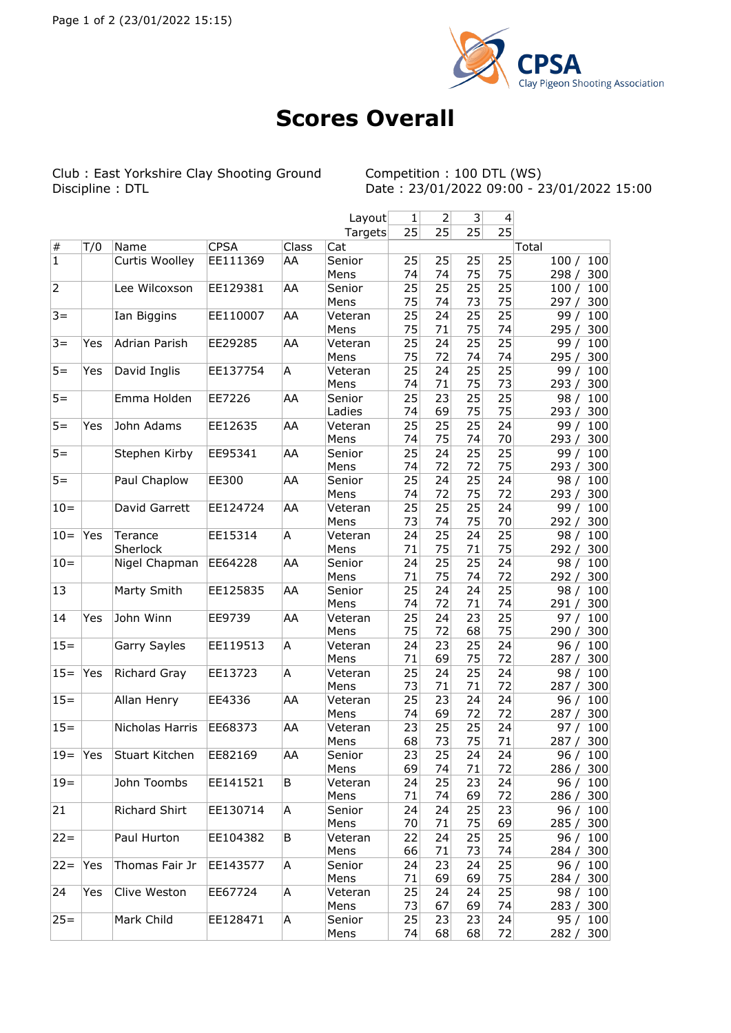# Scores Overall

Club : East Yorkshire Clay Shooting Ground
Discipline : DTL

Competition : 100 DTL (WS)
Date : 23/01/2022 09:00 - 23/01/2022 15:00

| # | T/O | Name | CPSA | Class | Cat | 1 | 2 | 3 | 4 | Total |
|---|---|---|---|---|---|---|---|---|---|---|
| | | | | | Layout | 1 | 2 | 3 | 4 | |
| | | | | | Targets | 25 | 25 | 25 | 25 | |
| 1 | | Curtis Woolley | EE111369 | AA | Senior Mens | 25 / 74 | 25 / 74 | 25 / 75 | 25 / 75 | 100 / 100, 298 / 300 |
| 2 | | Lee Wilcoxson | EE129381 | AA | Senior Mens | 25 / 75 | 25 / 74 | 25 / 73 | 25 / 75 | 100 / 100, 297 / 300 |
| 3= | | Ian Biggins | EE110007 | AA | Veteran Mens | 25 / 75 | 24 / 71 | 25 / 75 | 25 / 74 | 99 / 100, 295 / 300 |
| 3= | Yes | Adrian Parish | EE29285 | AA | Veteran Mens | 25 / 75 | 24 / 72 | 25 / 74 | 25 / 74 | 99 / 100, 295 / 300 |
| 5= | Yes | David Inglis | EE137754 | A | Veteran Mens | 25 / 74 | 24 / 71 | 25 / 75 | 25 / 73 | 99 / 100, 293 / 300 |
| 5= | | Emma Holden | EE7226 | AA | Senior Ladies | 25 / 74 | 23 / 69 | 25 / 75 | 25 / 75 | 98 / 100, 293 / 300 |
| 5= | Yes | John Adams | EE12635 | AA | Veteran Mens | 25 / 74 | 25 / 75 | 25 / 74 | 24 / 70 | 99 / 100, 293 / 300 |
| 5= | | Stephen Kirby | EE95341 | AA | Senior Mens | 25 / 74 | 24 / 72 | 25 / 72 | 25 / 75 | 99 / 100, 293 / 300 |
| 5= | | Paul Chaplow | EE300 | AA | Senior Mens | 25 / 74 | 24 / 72 | 25 / 75 | 24 / 72 | 98 / 100, 293 / 300 |
| 10= | | David Garrett | EE124724 | AA | Veteran Mens | 25 / 73 | 25 / 74 | 25 / 75 | 24 / 70 | 99 / 100, 292 / 300 |
| 10= | Yes | Terance Sherlock | EE15314 | A | Veteran Mens | 24 / 71 | 25 / 75 | 24 / 71 | 25 / 75 | 98 / 100, 292 / 300 |
| 10= | | Nigel Chapman | EE64228 | AA | Senior Mens | 24 / 71 | 25 / 75 | 25 / 74 | 24 / 72 | 98 / 100, 292 / 300 |
| 13 | | Marty Smith | EE125835 | AA | Senior Mens | 25 / 74 | 24 / 72 | 24 / 71 | 25 / 74 | 98 / 100, 291 / 300 |
| 14 | Yes | John Winn | EE9739 | AA | Veteran Mens | 25 / 75 | 24 / 72 | 23 / 68 | 25 / 75 | 97 / 100, 290 / 300 |
| 15= | | Garry Sayles | EE119513 | A | Veteran Mens | 24 / 71 | 23 / 69 | 25 / 75 | 24 / 72 | 96 / 100, 287 / 300 |
| 15= | Yes | Richard Gray | EE13723 | A | Veteran Mens | 25 / 73 | 24 / 71 | 25 / 71 | 24 / 72 | 98 / 100, 287 / 300 |
| 15= | | Allan Henry | EE4336 | AA | Veteran Mens | 25 / 74 | 23 / 69 | 24 / 72 | 24 / 72 | 96 / 100, 287 / 300 |
| 15= | | Nicholas Harris | EE68373 | AA | Veteran Mens | 23 / 68 | 25 / 73 | 25 / 75 | 24 / 71 | 97 / 100, 287 / 300 |
| 19= | Yes | Stuart Kitchen | EE82169 | AA | Senior Mens | 23 / 69 | 25 / 74 | 24 / 71 | 24 / 72 | 96 / 100, 286 / 300 |
| 19= | | John Toombs | EE141521 | B | Veteran Mens | 24 / 71 | 25 / 74 | 23 / 69 | 24 / 72 | 96 / 100, 286 / 300 |
| 21 | | Richard Shirt | EE130714 | A | Senior Mens | 24 / 70 | 24 / 71 | 25 / 75 | 23 / 69 | 96 / 100, 285 / 300 |
| 22= | | Paul Hurton | EE104382 | B | Veteran Mens | 22 / 66 | 24 / 71 | 25 / 73 | 25 / 74 | 96 / 100, 284 / 300 |
| 22= | Yes | Thomas Fair Jr | EE143577 | A | Senior Mens | 24 / 71 | 23 / 69 | 24 / 69 | 25 / 75 | 96 / 100, 284 / 300 |
| 24 | Yes | Clive Weston | EE67724 | A | Veteran Mens | 25 / 73 | 24 / 67 | 24 / 69 | 25 / 74 | 98 / 100, 283 / 300 |
| 25= | | Mark Child | EE128471 | A | Senior Mens | 25 / 74 | 23 / 68 | 23 / 68 | 24 / 72 | 95 / 100, 282 / 300 |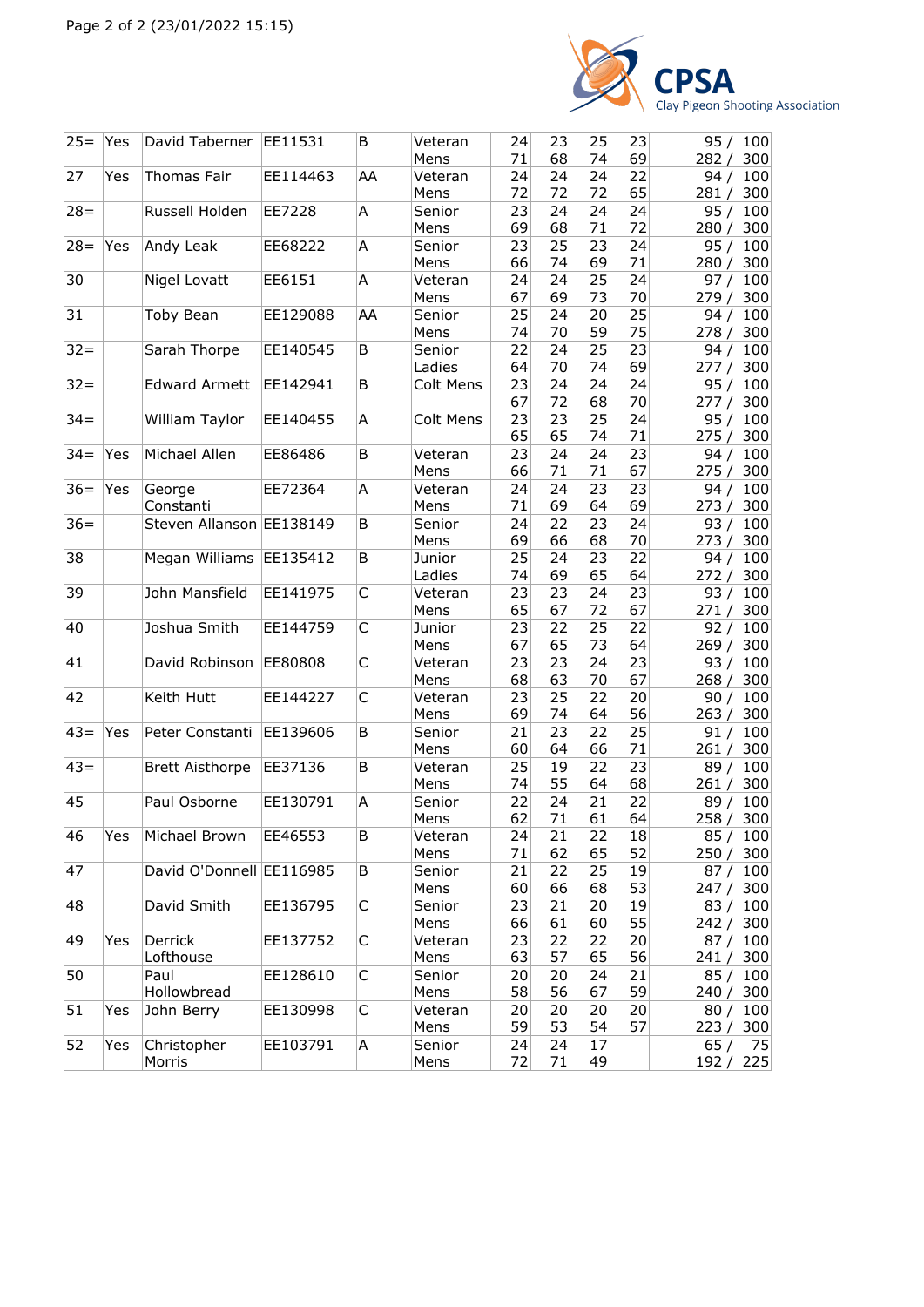| | | | | | | | | | | |
|---|---|---|---|---|---|---|---|---|---|---|
| 25= | Yes | David Taberner | EE11531 | B | Veteran Mens | 24<br>71 | 23<br>68 | 25<br>74 | 23<br>69 | 95 / 100<br>282 / 300 |
| 27 | Yes | Thomas Fair | EE114463 | AA | Veteran Mens | 24<br>72 | 24<br>72 | 24<br>72 | 22<br>65 | 94 / 100<br>281 / 300 |
| 28= | | Russell Holden | EE7228 | A | Senior Mens | 23<br>69 | 24<br>68 | 24<br>71 | 24<br>72 | 95 / 100<br>280 / 300 |
| 28= | Yes | Andy Leak | EE68222 | A | Senior Mens | 23<br>66 | 25<br>74 | 23<br>69 | 24<br>71 | 95 / 100<br>280 / 300 |
| 30 | | Nigel Lovatt | EE6151 | A | Veteran Mens | 24<br>67 | 24<br>69 | 25<br>73 | 24<br>70 | 97 / 100<br>279 / 300 |
| 31 | | Toby Bean | EE129088 | AA | Senior Mens | 25<br>74 | 24<br>70 | 20<br>59 | 25<br>75 | 94 / 100<br>278 / 300 |
| 32= | | Sarah Thorpe | EE140545 | B | Senior Ladies | 22<br>64 | 24<br>70 | 25<br>74 | 23<br>69 | 94 / 100<br>277 / 300 |
| 32= | | Edward Armett | EE142941 | B | Colt Mens | 23<br>67 | 24<br>72 | 24<br>68 | 24<br>70 | 95 / 100<br>277 / 300 |
| 34= | | William Taylor | EE140455 | A | Colt Mens | 23<br>65 | 23<br>65 | 25<br>74 | 24<br>71 | 95 / 100<br>275 / 300 |
| 34= | Yes | Michael Allen | EE86486 | B | Veteran Mens | 23<br>66 | 24<br>71 | 24<br>71 | 23<br>67 | 94 / 100<br>275 / 300 |
| 36= | Yes | George Constanti | EE72364 | A | Veteran Mens | 24<br>71 | 24<br>69 | 23<br>64 | 23<br>69 | 94 / 100<br>273 / 300 |
| 36= | | Steven Allanson | EE138149 | B | Senior Mens | 24<br>69 | 22<br>66 | 23<br>68 | 24<br>70 | 93 / 100<br>273 / 300 |
| 38 | | Megan Williams | EE135412 | B | Junior Ladies | 25<br>74 | 24<br>69 | 23<br>65 | 22<br>64 | 94 / 100<br>272 / 300 |
| 39 | | John Mansfield | EE141975 | C | Veteran Mens | 23<br>65 | 23<br>67 | 24<br>72 | 23<br>67 | 93 / 100<br>271 / 300 |
| 40 | | Joshua Smith | EE144759 | C | Junior Mens | 23<br>67 | 22<br>65 | 25<br>73 | 22<br>64 | 92 / 100<br>269 / 300 |
| 41 | | David Robinson | EE80808 | C | Veteran Mens | 23<br>68 | 23<br>63 | 24<br>70 | 23<br>67 | 93 / 100<br>268 / 300 |
| 42 | | Keith Hutt | EE144227 | C | Veteran Mens | 23<br>69 | 25<br>74 | 22<br>64 | 20<br>56 | 90 / 100<br>263 / 300 |
| 43= | Yes | Peter Constanti | EE139606 | B | Senior Mens | 21<br>60 | 23<br>64 | 22<br>66 | 25<br>71 | 91 / 100<br>261 / 300 |
| 43= | | Brett Aisthorpe | EE37136 | B | Veteran Mens | 25<br>74 | 19<br>55 | 22<br>64 | 23<br>68 | 89 / 100<br>261 / 300 |
| 45 | | Paul Osborne | EE130791 | A | Senior Mens | 22<br>62 | 24<br>71 | 21<br>61 | 22<br>64 | 89 / 100<br>258 / 300 |
| 46 | Yes | Michael Brown | EE46553 | B | Veteran Mens | 24<br>71 | 21<br>62 | 22<br>65 | 18<br>52 | 85 / 100<br>250 / 300 |
| 47 | | David O'Donnell | EE116985 | B | Senior Mens | 21<br>60 | 22<br>66 | 25<br>68 | 19<br>53 | 87 / 100<br>247 / 300 |
| 48 | | David Smith | EE136795 | C | Senior Mens | 23<br>66 | 21<br>61 | 20<br>60 | 19<br>55 | 83 / 100<br>242 / 300 |
| 49 | Yes | Derrick Lofthouse | EE137752 | C | Veteran Mens | 23<br>63 | 22<br>57 | 22<br>65 | 20<br>56 | 87 / 100<br>241 / 300 |
| 50 | | Paul Hollowbread | EE128610 | C | Senior Mens | 20<br>58 | 20<br>56 | 24<br>67 | 21<br>59 | 85 / 100<br>240 / 300 |
| 51 | Yes | John Berry | EE130998 | C | Veteran Mens | 20<br>59 | 20<br>53 | 20<br>54 | 20<br>57 | 80 / 100<br>223 / 300 |
| 52 | Yes | Christopher Morris | EE103791 | A | Senior Mens | 24<br>72 | 24<br>71 | 17<br>49 | | 65 / 75<br>192 / 225 |